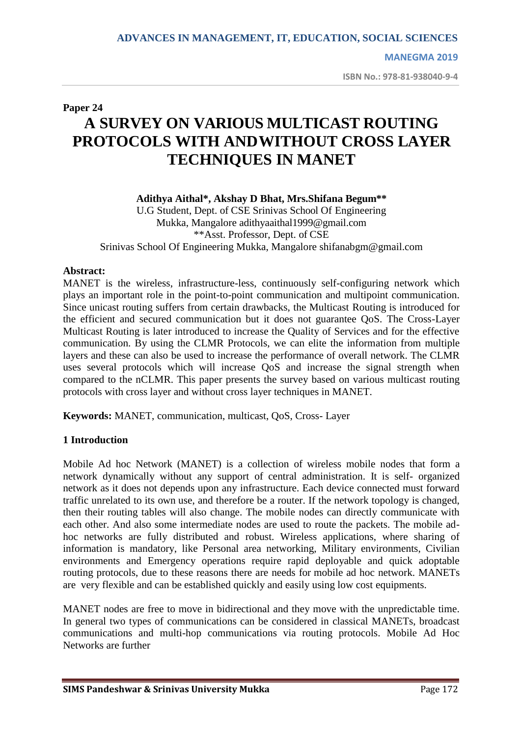Paper 24

# A SURVEY ON VARIOUS MULTICAST ROUTING PROTOCOLS WITH ANDWITHOUT CROSS LAYER TECHNIQUES IN MANET

**Adithya Aithal*, Akshay D Bhat, Mrs.Shifana Begum****

U.G Student, Dept. of CSE Srinivas School Of Engineering Mukka, Mangalore adithyaaithal1999@gmail.com

**Asst. Professor, Dept. of CSE

Srinivas School Of Engineering Mukka, Mangalore shifanabgm@gmail.com

**Abstract:**

MANET is the wireless, infrastructure-less, continuously self-configuring network which plays an important role in the point-to-point communication and multipoint communication. Since unicast routing suffers from certain drawbacks, the Multicast Routing is introduced for the efficient and secured communication but it does not guarantee QoS. The Cross-Layer Multicast Routing is later introduced to increase the Quality of Services and for the effective communication. By using the CLMR Protocols, we can elite the information from multiple layers and these can also be used to increase the performance of overall network. The CLMR uses several protocols which will increase QoS and increase the signal strength when compared to the nCLMR. This paper presents the survey based on various multicast routing protocols with cross layer and without cross layer techniques in MANET.

**Keywords:** MANET, communication, multicast, QoS, Cross- Layer

## 1 Introduction

Mobile Ad hoc Network (MANET) is a collection of wireless mobile nodes that form a network dynamically without any support of central administration. It is self- organized network as it does not depends upon any infrastructure. Each device connected must forward traffic unrelated to its own use, and therefore be a router. If the network topology is changed, then their routing tables will also change. The mobile nodes can directly communicate with each other. And also some intermediate nodes are used to route the packets. The mobile ad-hoc networks are fully distributed and robust. Wireless applications, where sharing of information is mandatory, like Personal area networking, Military environments, Civilian environments and Emergency operations require rapid deployable and quick adoptable routing protocols, due to these reasons there are needs for mobile ad hoc network. MANETs are very flexible and can be established quickly and easily using low cost equipments.

MANET nodes are free to move in bidirectional and they move with the unpredictable time. In general two types of communications can be considered in classical MANETs, broadcast communications and multi-hop communications via routing protocols. Mobile Ad Hoc Networks are further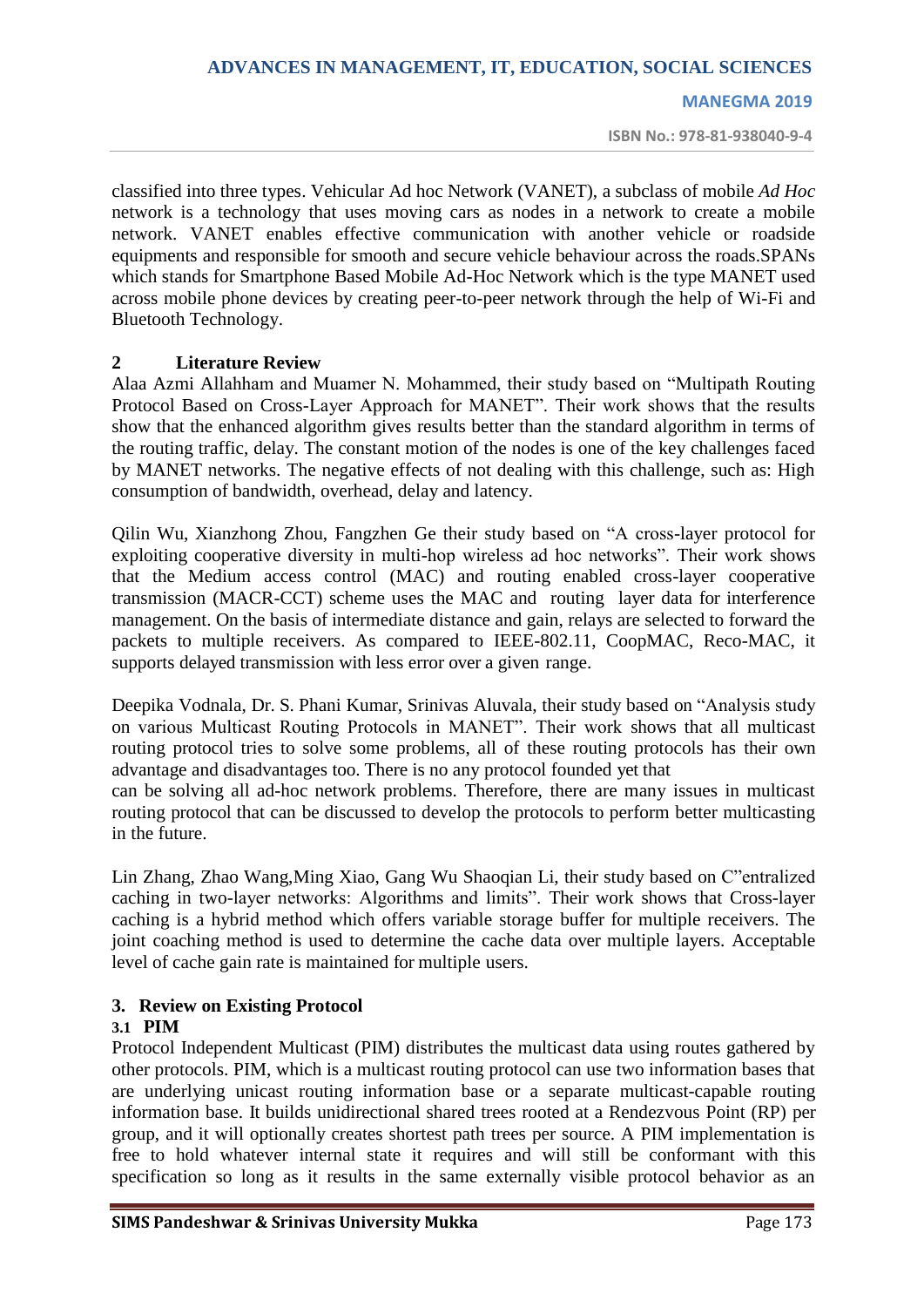classified into three types. Vehicular Ad hoc Network (VANET), a subclass of mobile *Ad Hoc* network is a technology that uses moving cars as nodes in a network to create a mobile network. VANET enables effective communication with another vehicle or roadside equipments and responsible for smooth and secure vehicle behaviour across the roads.SPANs which stands for Smartphone Based Mobile Ad-Hoc Network which is the type MANET used across mobile phone devices by creating peer-to-peer network through the help of Wi-Fi and Bluetooth Technology.

## 2 Literature Review

Alaa Azmi Allahham and Muamer N. Mohammed, their study based on "Multipath Routing Protocol Based on Cross-Layer Approach for MANET". Their work shows that the results show that the enhanced algorithm gives results better than the standard algorithm in terms of the routing traffic, delay. The constant motion of the nodes is one of the key challenges faced by MANET networks. The negative effects of not dealing with this challenge, such as: High consumption of bandwidth, overhead, delay and latency.

Qilin Wu, Xianzhong Zhou, Fangzhen Ge their study based on "A cross-layer protocol for exploiting cooperative diversity in multi-hop wireless ad hoc networks". Their work shows that the Medium access control (MAC) and routing enabled cross-layer cooperative transmission (MACR-CCT) scheme uses the MAC and routing layer data for interference management. On the basis of intermediate distance and gain, relays are selected to forward the packets to multiple receivers. As compared to IEEE-802.11, CoopMAC, Reco-MAC, it supports delayed transmission with less error over a given range.

Deepika Vodnala, Dr. S. Phani Kumar, Srinivas Aluvala, their study based on "Analysis study on various Multicast Routing Protocols in MANET". Their work shows that all multicast routing protocol tries to solve some problems, all of these routing protocols has their own advantage and disadvantages too. There is no any protocol founded yet that can be solving all ad-hoc network problems. Therefore, there are many issues in multicast routing protocol that can be discussed to develop the protocols to perform better multicasting in the future.

Lin Zhang, Zhao Wang,Ming Xiao, Gang Wu Shaoqian Li, their study based on C"entralized caching in two-layer networks: Algorithms and limits". Their work shows that Cross-layer caching is a hybrid method which offers variable storage buffer for multiple receivers. The joint coaching method is used to determine the cache data over multiple layers. Acceptable level of cache gain rate is maintained for multiple users.

## 3. Review on Existing Protocol

### 3.1 PIM

Protocol Independent Multicast (PIM) distributes the multicast data using routes gathered by other protocols. PIM, which is a multicast routing protocol can use two information bases that are underlying unicast routing information base or a separate multicast-capable routing information base. It builds unidirectional shared trees rooted at a Rendezvous Point (RP) per group, and it will optionally creates shortest path trees per source. A PIM implementation is free to hold whatever internal state it requires and will still be conformant with this specification so long as it results in the same externally visible protocol behavior as an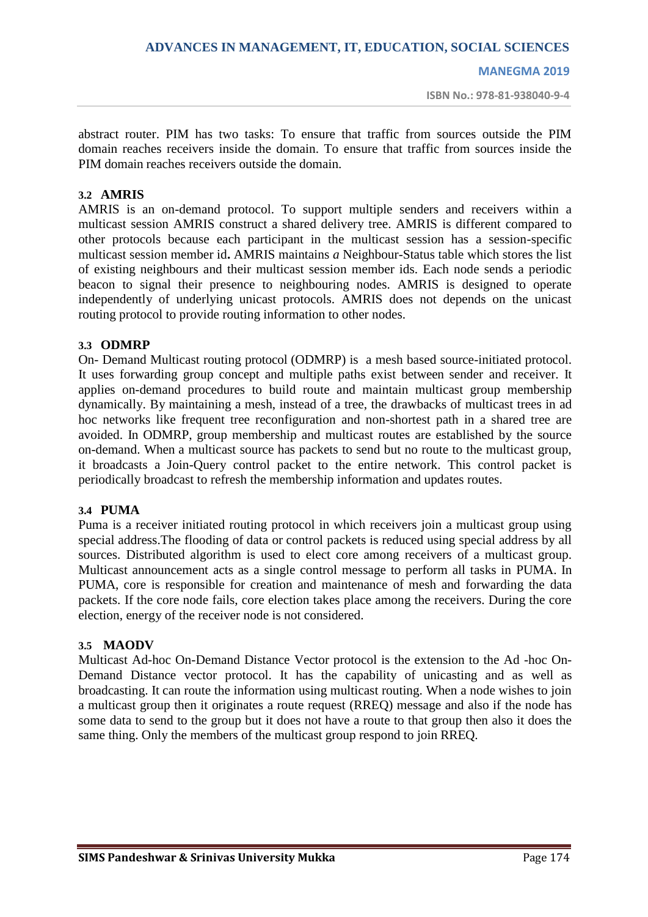abstract router. PIM has two tasks: To ensure that traffic from sources outside the PIM domain reaches receivers inside the domain. To ensure that traffic from sources inside the PIM domain reaches receivers outside the domain.

### 3.2 AMRIS

AMRIS is an on-demand protocol. To support multiple senders and receivers within a multicast session AMRIS construct a shared delivery tree. AMRIS is different compared to other protocols because each participant in the multicast session has a session-specific multicast session member id**.** AMRIS maintains *a* Neighbour-Status table which stores the list of existing neighbours and their multicast session member ids. Each node sends a periodic beacon to signal their presence to neighbouring nodes. AMRIS is designed to operate independently of underlying unicast protocols. AMRIS does not depends on the unicast routing protocol to provide routing information to other nodes.

### 3.3 ODMRP

On- Demand Multicast routing protocol (ODMRP) is a mesh based source-initiated protocol. It uses forwarding group concept and multiple paths exist between sender and receiver. It applies on-demand procedures to build route and maintain multicast group membership dynamically. By maintaining a mesh, instead of a tree, the drawbacks of multicast trees in ad hoc networks like frequent tree reconfiguration and non-shortest path in a shared tree are avoided. In ODMRP, group membership and multicast routes are established by the source on-demand. When a multicast source has packets to send but no route to the multicast group, it broadcasts a Join-Query control packet to the entire network. This control packet is periodically broadcast to refresh the membership information and updates routes.

### 3.4 PUMA

Puma is a receiver initiated routing protocol in which receivers join a multicast group using special address.The flooding of data or control packets is reduced using special address by all sources. Distributed algorithm is used to elect core among receivers of a multicast group. Multicast announcement acts as a single control message to perform all tasks in PUMA. In PUMA, core is responsible for creation and maintenance of mesh and forwarding the data packets. If the core node fails, core election takes place among the receivers. During the core election, energy of the receiver node is not considered.

### 3.5 MAODV

Multicast Ad-hoc On-Demand Distance Vector protocol is the extension to the Ad -hoc On-Demand Distance vector protocol. It has the capability of unicasting and as well as broadcasting. It can route the information using multicast routing. When a node wishes to join a multicast group then it originates a route request (RREQ) message and also if the node has some data to send to the group but it does not have a route to that group then also it does the same thing. Only the members of the multicast group respond to join RREQ.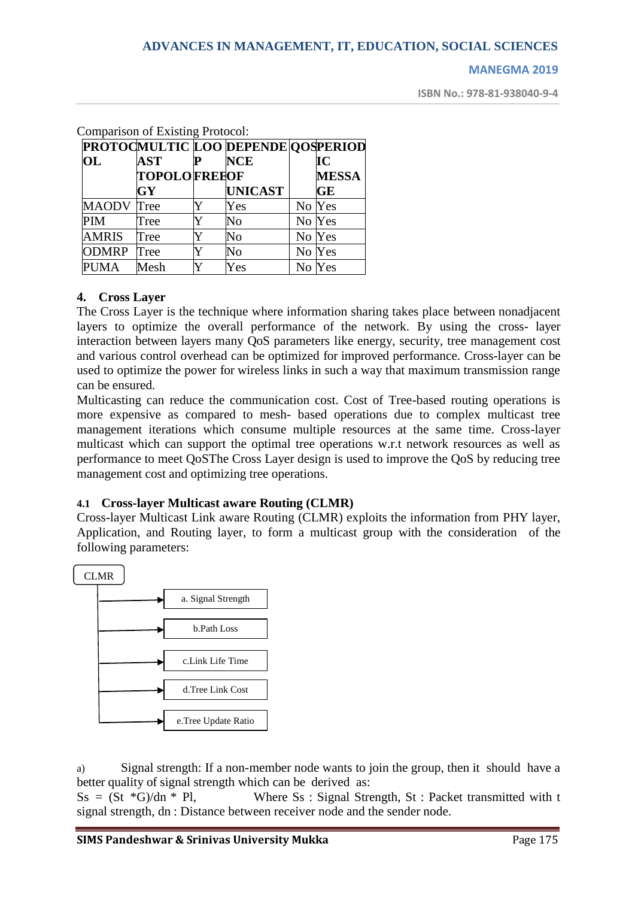Comparison of Existing Protocol:

| PROTOCOL | MULTICAST TOPOLOGY | LOOP FREE | DEPENDENCE OF UNICAST | QOS | PERIODIC MESSAGE |
|---|---|---|---|---|---|
| MAODV | Tree | Y | Yes | No | Yes |
| PIM | Tree | Y | No | No | Yes |
| AMRIS | Tree | Y | No | No | Yes |
| ODMRP | Tree | Y | No | No | Yes |
| PUMA | Mesh | Y | Yes | No | Yes |

## 4. Cross Layer

The Cross Layer is the technique where information sharing takes place between nonadjacent layers to optimize the overall performance of the network. By using the cross- layer interaction between layers many QoS parameters like energy, security, tree management cost and various control overhead can be optimized for improved performance. Cross-layer can be used to optimize the power for wireless links in such a way that maximum transmission range can be ensured.

Multicasting can reduce the communication cost. Cost of Tree-based routing operations is more expensive as compared to mesh- based operations due to complex multicast tree management iterations which consume multiple resources at the same time. Cross-layer multicast which can support the optimal tree operations w.r.t network resources as well as performance to meet QoSThe Cross Layer design is used to improve the QoS by reducing tree management cost and optimizing tree operations.

### 4.1 Cross-layer Multicast aware Routing (CLMR)

Cross-layer Multicast Link aware Routing (CLMR) exploits the information from PHY layer, Application, and Routing layer, to form a multicast group with the consideration of the following parameters:

CLMR

- a. Signal Strength
- b.Path Loss
- c.Link Life Time
- d.Tree Link Cost
- e.Tree Update Ratio

a) Signal strength: If a non-member node wants to join the group, then it should have a better quality of signal strength which can be derived as:

$Ss = (St * G)/dn * Pl$, Where Ss : Signal Strength, St : Packet transmitted with t signal strength, dn : Distance between receiver node and the sender node.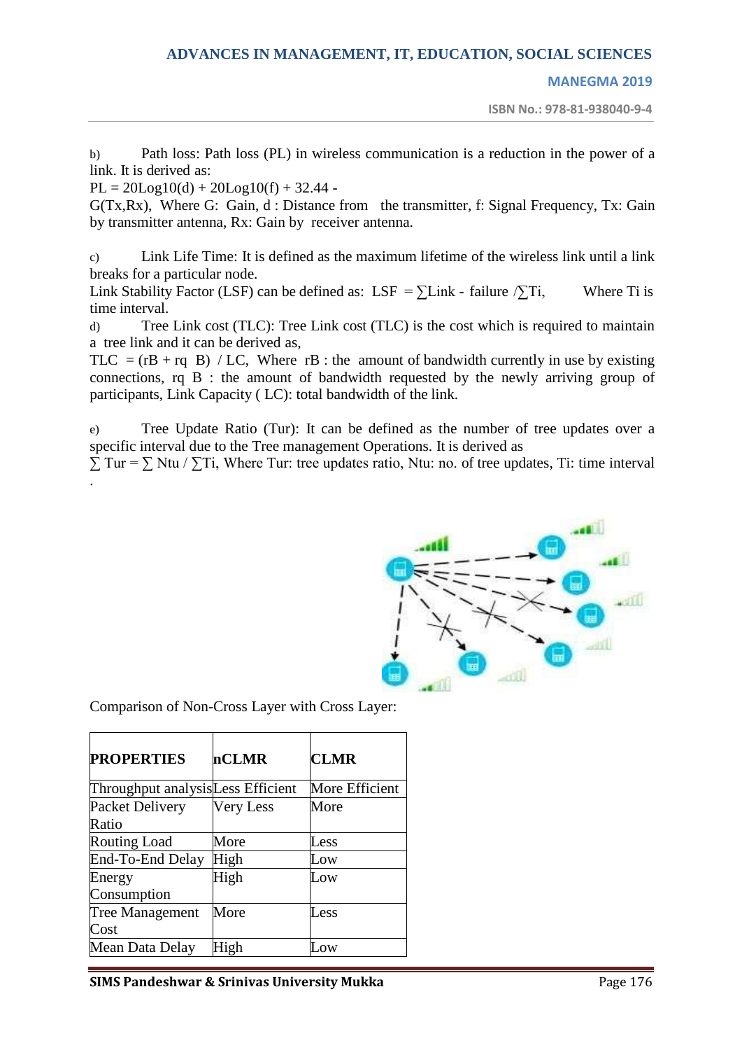b) Path loss: Path loss (PL) in wireless communication is a reduction in the power of a link. It is derived as:

PL = 20Log10(d) + 20Log10(f) + 32.44 - G(Tx,Rx), Where G: Gain, d : Distance from the transmitter, f: Signal Frequency, Tx: Gain by transmitter antenna, Rx: Gain by receiver antenna.

c) Link Life Time: It is defined as the maximum lifetime of the wireless link until a link breaks for a particular node.

Link Stability Factor (LSF) can be defined as: LSF = ∑Link - failure /∑Ti, Where Ti is time interval.

d) Tree Link cost (TLC): Tree Link cost (TLC) is the cost which is required to maintain a tree link and it can be derived as,

TLC = (rB + rq B) / LC, Where rB : the amount of bandwidth currently in use by existing connections, rq B : the amount of bandwidth requested by the newly arriving group of participants, Link Capacity ( LC): total bandwidth of the link.

e) Tree Update Ratio (Tur): It can be defined as the number of tree updates over a specific interval due to the Tree management Operations. It is derived as

∑ Tur = ∑ Ntu / ∑Ti, Where Tur: tree updates ratio, Ntu: no. of tree updates, Ti: time interval

.

Comparison of Non-Cross Layer with Cross Layer:

| PROPERTIES | nCLMR | CLMR |
|---|---|---|
| Throughput analysis | Less Efficient | More Efficient |
| Packet Delivery Ratio | Very Less | More |
| Routing Load | More | Less |
| End-To-End Delay | High | Low |
| Energy Consumption | High | Low |
| Tree Management Cost | More | Less |
| Mean Data Delay | High | Low |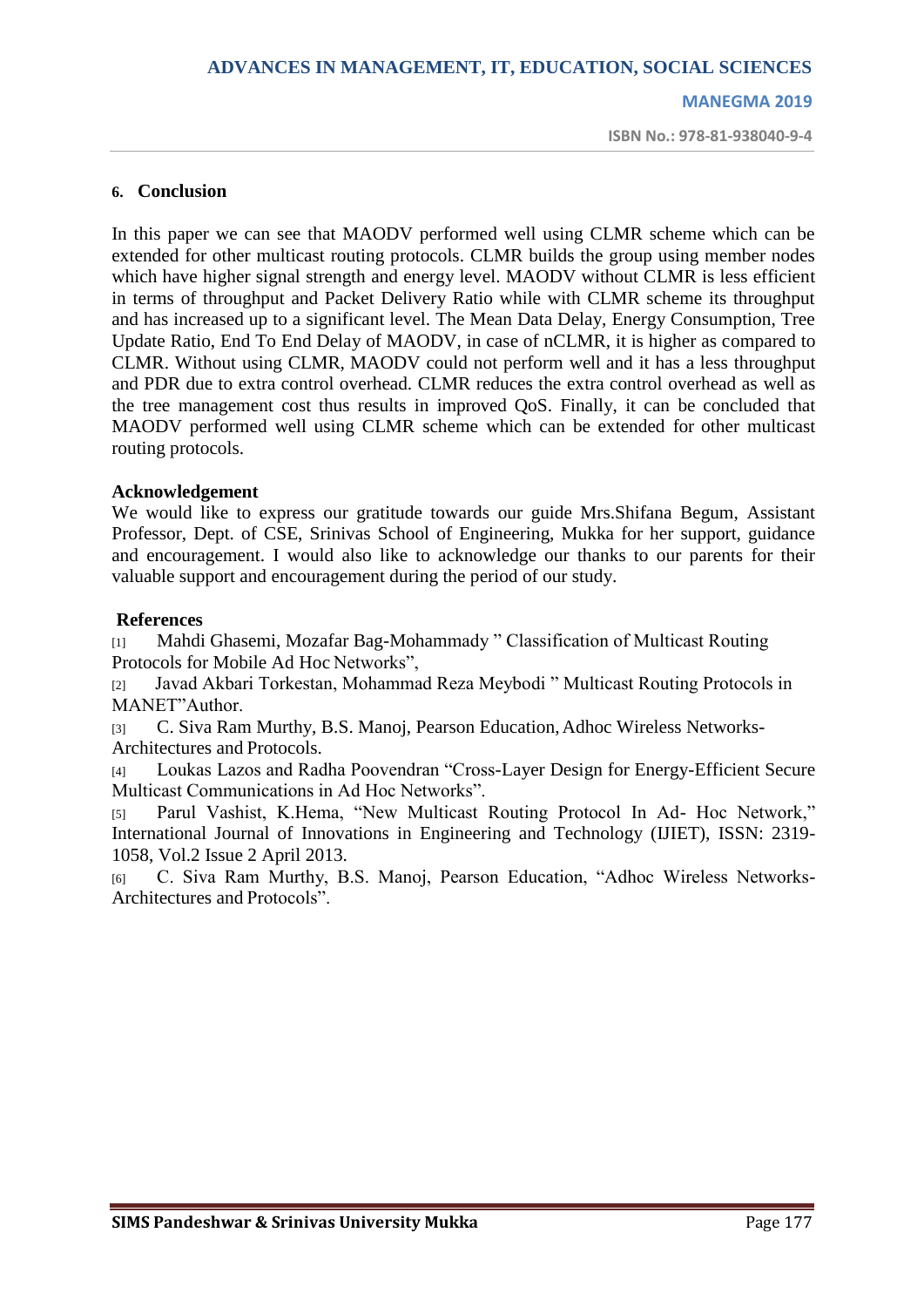## 6. Conclusion

In this paper we can see that MAODV performed well using CLMR scheme which can be extended for other multicast routing protocols. CLMR builds the group using member nodes which have higher signal strength and energy level. MAODV without CLMR is less efficient in terms of throughput and Packet Delivery Ratio while with CLMR scheme its throughput and has increased up to a significant level. The Mean Data Delay, Energy Consumption, Tree Update Ratio, End To End Delay of MAODV, in case of nCLMR, it is higher as compared to CLMR. Without using CLMR, MAODV could not perform well and it has a less throughput and PDR due to extra control overhead. CLMR reduces the extra control overhead as well as the tree management cost thus results in improved QoS. Finally, it can be concluded that MAODV performed well using CLMR scheme which can be extended for other multicast routing protocols.

**Acknowledgement**

We would like to express our gratitude towards our guide Mrs.Shifana Begum, Assistant Professor, Dept. of CSE, Srinivas School of Engineering, Mukka for her support, guidance and encouragement. I would also like to acknowledge our thanks to our parents for their valuable support and encouragement during the period of our study.

**References**

[1] Mahdi Ghasemi, Mozafar Bag-Mohammady " Classification of Multicast Routing Protocols for Mobile Ad Hoc Networks",

[2] Javad Akbari Torkestan, Mohammad Reza Meybodi " Multicast Routing Protocols in MANET"Author.

[3] C. Siva Ram Murthy, B.S. Manoj, Pearson Education, Adhoc Wireless Networks- Architectures and Protocols.

[4] Loukas Lazos and Radha Poovendran "Cross-Layer Design for Energy-Efficient Secure Multicast Communications in Ad Hoc Networks".

[5] Parul Vashist, K.Hema, "New Multicast Routing Protocol In Ad- Hoc Network," International Journal of Innovations in Engineering and Technology (IJIET), ISSN: 2319-1058, Vol.2 Issue 2 April 2013.

[6] C. Siva Ram Murthy, B.S. Manoj, Pearson Education, "Adhoc Wireless Networks- Architectures and Protocols".